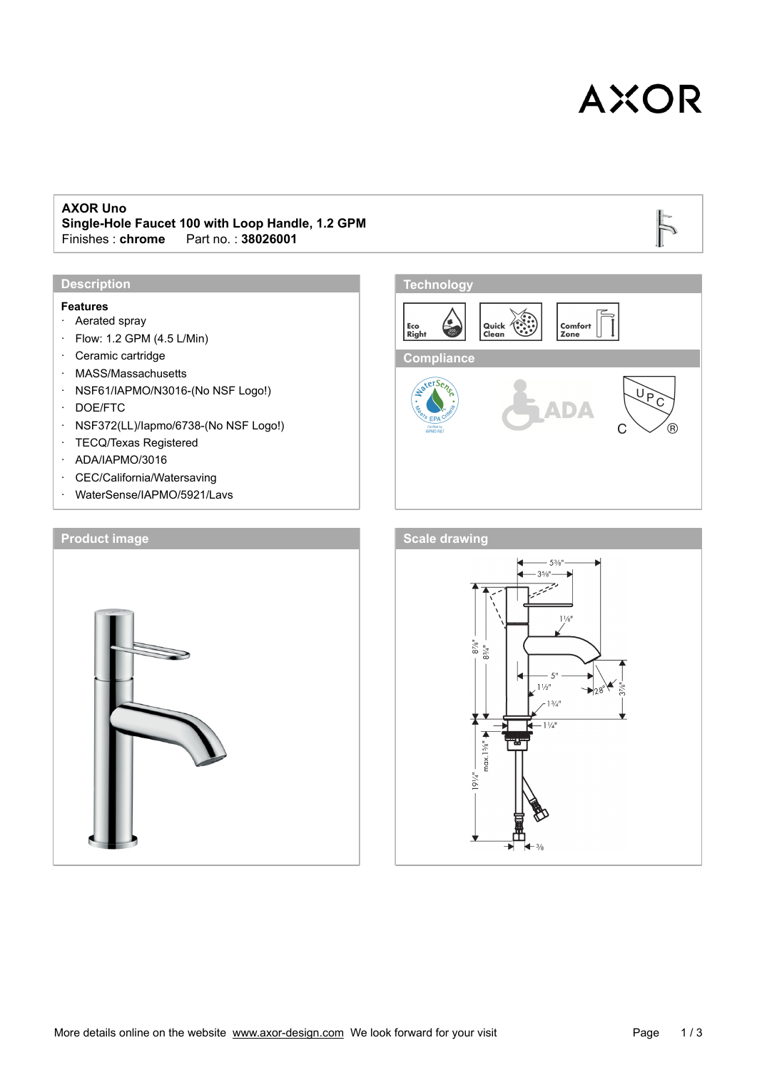# AXOR

**AXOR Uno**
**Single-Hole Faucet 100 with Loop Handle, 1.2 GPM**
Finishes : **chrome** Part no. : **38026001**

## Description

**Features**

- Aerated spray
- Flow: 1.2 GPM (4.5 L/Min)
- Ceramic cartridge
- MASS/Massachusetts
- NSF61/IAPMO/N3016-(No NSF Logo!)
- DOE/FTC
- NSF372(LL)/Iapmo/6738-(No NSF Logo!)
- TECQ/Texas Registered
- ADA/IAPMO/3016
- CEC/California/Watersaving
- WaterSense/IAPMO/5921/Lavs

## Technology

Eco Right · Quick Clean · Comfort Zone

## Compliance

WaterSense · ADA · UPC

## Product image

## Scale drawing

More details online on the website www.axor-design.com We look forward for your visit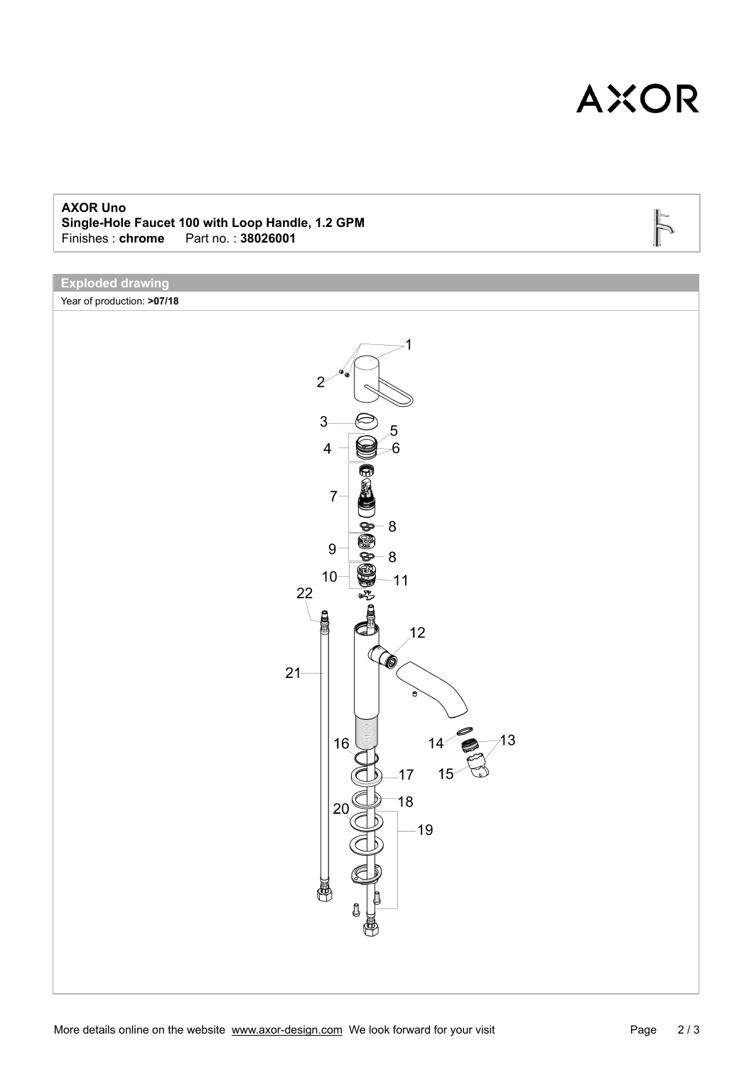AXOR

**AXOR Uno**
**Single-Hole Faucet 100 with Loop Handle, 1.2 GPM**
Finishes : **chrome**     Part no. : **38026001**

## Exploded drawing

Year of production: **>07/18**

1
2
3
4
5
6
7
8
9
8
10
11
22
12
21
16
14
13
17
15
18
20
19

More details online on the website www.axor-design.com We look forward for your visit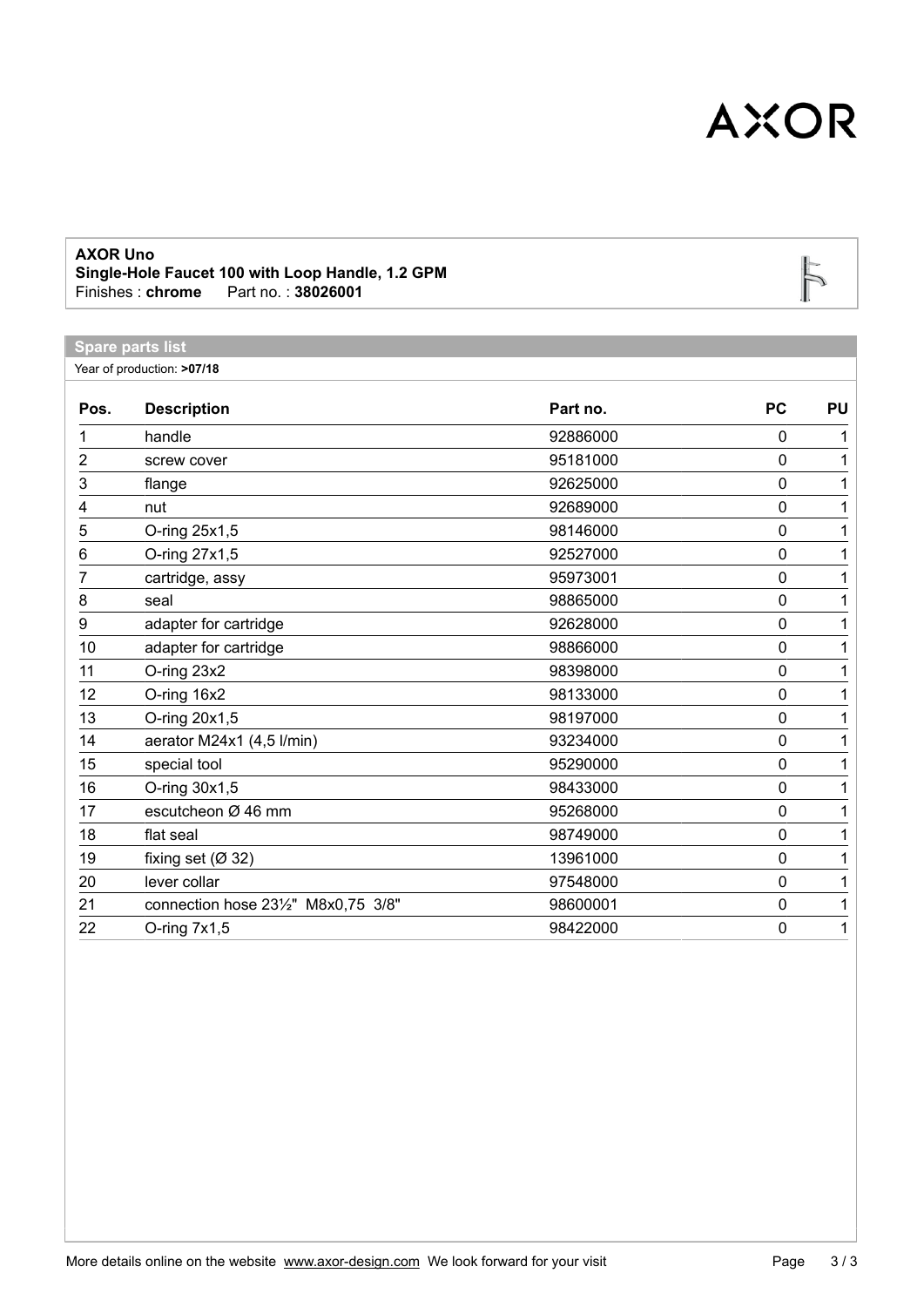AXOR

**AXOR Uno**
**Single-Hole Faucet 100 with Loop Handle, 1.2 GPM**
Finishes : **chrome** Part no. : **38026001**

## Spare parts list

Year of production: **>07/18**

| Pos. | Description | Part no. | PC | PU |
|---|---|---|---|---|
| 1 | handle | 92886000 | 0 | 1 |
| 2 | screw cover | 95181000 | 0 | 1 |
| 3 | flange | 92625000 | 0 | 1 |
| 4 | nut | 92689000 | 0 | 1 |
| 5 | O-ring 25x1,5 | 98146000 | 0 | 1 |
| 6 | O-ring 27x1,5 | 92527000 | 0 | 1 |
| 7 | cartridge, assy | 95973001 | 0 | 1 |
| 8 | seal | 98865000 | 0 | 1 |
| 9 | adapter for cartridge | 92628000 | 0 | 1 |
| 10 | adapter for cartridge | 98866000 | 0 | 1 |
| 11 | O-ring 23x2 | 98398000 | 0 | 1 |
| 12 | O-ring 16x2 | 98133000 | 0 | 1 |
| 13 | O-ring 20x1,5 | 98197000 | 0 | 1 |
| 14 | aerator M24x1 (4,5 l/min) | 93234000 | 0 | 1 |
| 15 | special tool | 95290000 | 0 | 1 |
| 16 | O-ring 30x1,5 | 98433000 | 0 | 1 |
| 17 | escutcheon Ø 46 mm | 95268000 | 0 | 1 |
| 18 | flat seal | 98749000 | 0 | 1 |
| 19 | fixing set (Ø 32) | 13961000 | 0 | 1 |
| 20 | lever collar | 97548000 | 0 | 1 |
| 21 | connection hose 23½" M8x0,75 3/8" | 98600001 | 0 | 1 |
| 22 | O-ring 7x1,5 | 98422000 | 0 | 1 |

More details online on the website www.axor-design.com We look forward for your visit